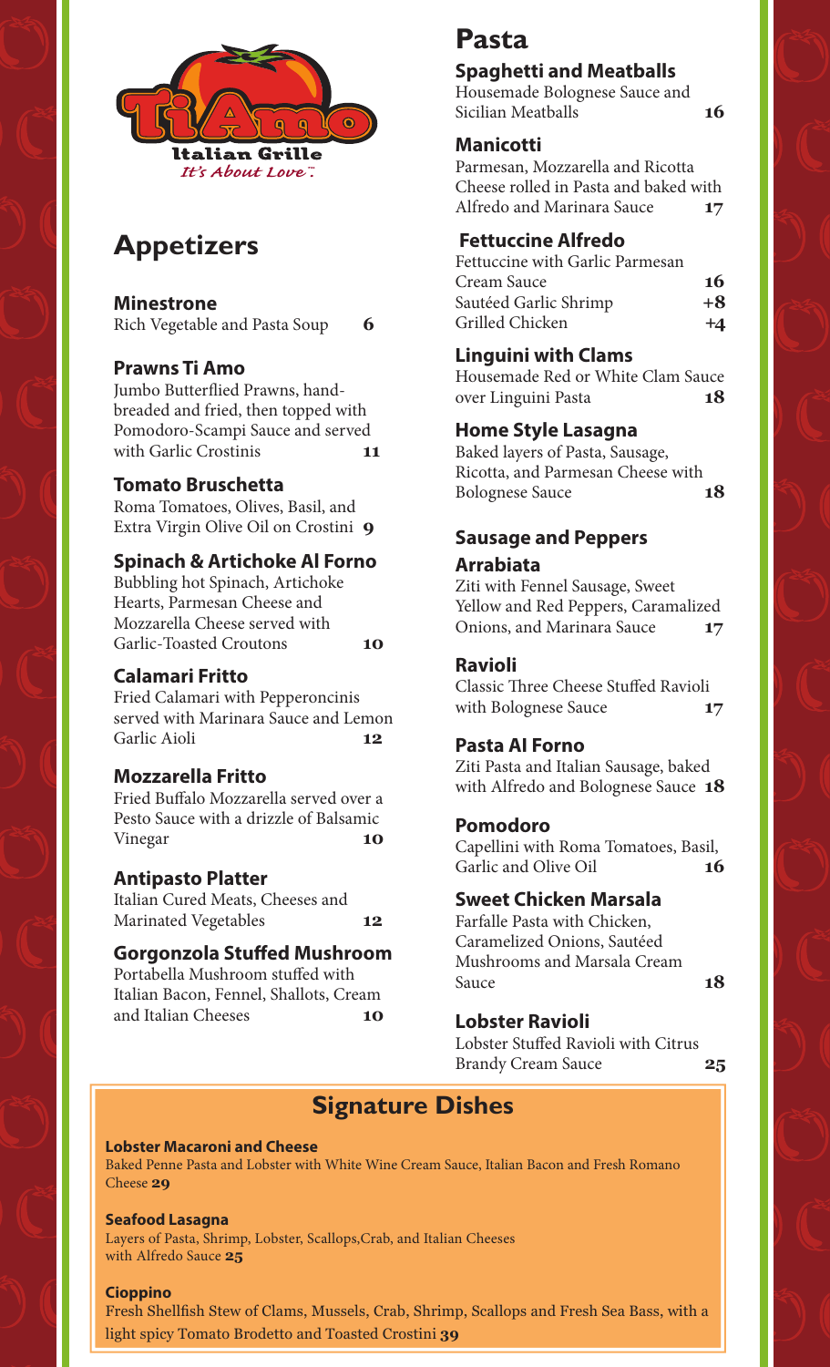# Ti Amo Italian Grille

*It's About Love™*

## Appetizers

**Minestrone**
Rich Vegetable and Pasta Soup **6**

**Prawns Ti Amo**
Jumbo Butterflied Prawns, hand-breaded and fried, then topped with Pomodoro-Scampi Sauce and served with Garlic Crostinis **11**

**Tomato Bruschetta**
Roma Tomatoes, Olives, Basil, and Extra Virgin Olive Oil on Crostini **9**

**Spinach & Artichoke Al Forno**
Bubbling hot Spinach, Artichoke Hearts, Parmesan Cheese and Mozzarella Cheese served with Garlic-Toasted Croutons **10**

**Calamari Fritto**
Fried Calamari with Pepperoncinis served with Marinara Sauce and Lemon Garlic Aioli **12**

**Mozzarella Fritto**
Fried Buffalo Mozzarella served over a Pesto Sauce with a drizzle of Balsamic Vinegar **10**

**Antipasto Platter**
Italian Cured Meats, Cheeses and Marinated Vegetables **12**

**Gorgonzola Stuffed Mushroom**
Portabella Mushroom stuffed with Italian Bacon, Fennel, Shallots, Cream and Italian Cheeses **10**

## Pasta

**Spaghetti and Meatballs**
Housemade Bolognese Sauce and Sicilian Meatballs **16**

**Manicotti**
Parmesan, Mozzarella and Ricotta Cheese rolled in Pasta and baked with Alfredo and Marinara Sauce **17**

**Fettuccine Alfredo**
Fettuccine with Garlic Parmesan Cream Sauce **16**
Sautéed Garlic Shrimp **+8**
Grilled Chicken **+4**

**Linguini with Clams**
Housemade Red or White Clam Sauce over Linguini Pasta **18**

**Home Style Lasagna**
Baked layers of Pasta, Sausage, Ricotta, and Parmesan Cheese with Bolognese Sauce **18**

**Sausage and Peppers Arrabiata**
Ziti with Fennel Sausage, Sweet Yellow and Red Peppers, Caramalized Onions, and Marinara Sauce **17**

**Ravioli**
Classic Three Cheese Stuffed Ravioli with Bolognese Sauce **17**

**Pasta Al Forno**
Ziti Pasta and Italian Sausage, baked with Alfredo and Bolognese Sauce **18**

**Pomodoro**
Capellini with Roma Tomatoes, Basil, Garlic and Olive Oil **16**

**Sweet Chicken Marsala**
Farfalle Pasta with Chicken, Caramelized Onions, Sautéed Mushrooms and Marsala Cream Sauce **18**

**Lobster Ravioli**
Lobster Stuffed Ravioli with Citrus Brandy Cream Sauce **25**

## Signature Dishes

**Lobster Macaroni and Cheese**
Baked Penne Pasta and Lobster with White Wine Cream Sauce, Italian Bacon and Fresh Romano Cheese **29**

**Seafood Lasagna**
Layers of Pasta, Shrimp, Lobster, Scallops,Crab, and Italian Cheeses with Alfredo Sauce **25**

**Cioppino**
Fresh Shellfish Stew of Clams, Mussels, Crab, Shrimp, Scallops and Fresh Sea Bass, with a light spicy Tomato Brodetto and Toasted Crostini **39**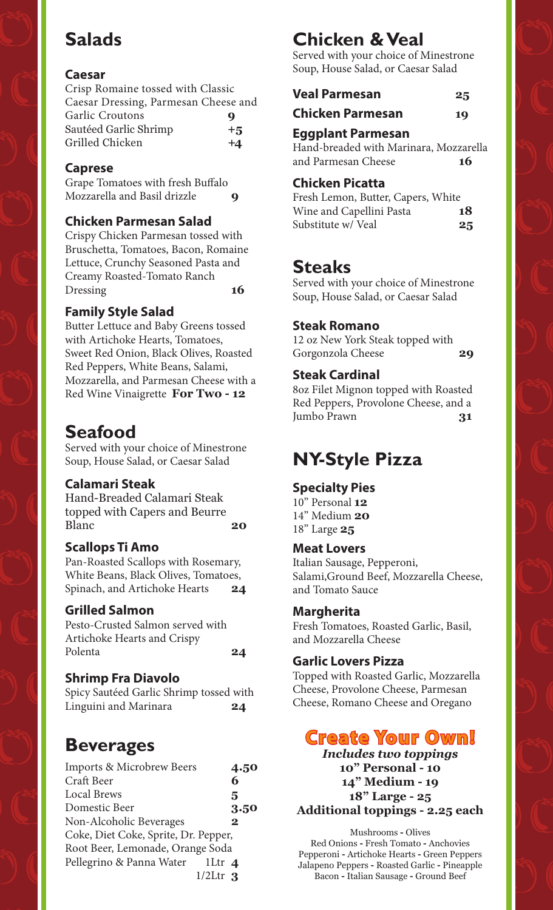## Salads

### Caesar

Crisp Romaine tossed with Classic Caesar Dressing, Parmesan Cheese and Garlic Croutons **9**

Sautéed Garlic Shrimp **+5**

Grilled Chicken **+4**

### Caprese

Grape Tomatoes with fresh Buffalo Mozzarella and Basil drizzle **9**

### Chicken Parmesan Salad

Crispy Chicken Parmesan tossed with Bruschetta, Tomatoes, Bacon, Romaine Lettuce, Crunchy Seasoned Pasta and Creamy Roasted-Tomato Ranch Dressing **16**

### Family Style Salad

Butter Lettuce and Baby Greens tossed with Artichoke Hearts, Tomatoes, Sweet Red Onion, Black Olives, Roasted Red Peppers, White Beans, Salami, Mozzarella, and Parmesan Cheese with a Red Wine Vinaigrette **For Two - 12**

## Seafood

Served with your choice of Minestrone Soup, House Salad, or Caesar Salad

### Calamari Steak

Hand-Breaded Calamari Steak topped with Capers and Beurre Blanc **20**

### Scallops Ti Amo

Pan-Roasted Scallops with Rosemary, White Beans, Black Olives, Tomatoes, Spinach, and Artichoke Hearts **24**

### Grilled Salmon

Pesto-Crusted Salmon served with Artichoke Hearts and Crispy Polenta **24**

### Shrimp Fra Diavolo

Spicy Sautéed Garlic Shrimp tossed with Linguini and Marinara **24**

## Beverages

| | |
|---|---|
| Imports & Microbrew Beers | **4.50** |
| Craft Beer | **6** |
| Local Brews | **5** |
| Domestic Beer | **3.50** |
| Non-Alcoholic Beverages | **2** |

Coke, Diet Coke, Sprite, Dr. Pepper, Root Beer, Lemonade, Orange Soda

Pellegrino & Panna Water 1Ltr **4**, 1/2Ltr **3**

## Chicken & Veal

Served with your choice of Minestrone Soup, House Salad, or Caesar Salad

### Veal Parmesan **25**

### Chicken Parmesan **19**

### Eggplant Parmesan

Hand-breaded with Marinara, Mozzarella and Parmesan Cheese **16**

### Chicken Picatta

Fresh Lemon, Butter, Capers, White Wine and Capellini Pasta **18**

Substitute w/ Veal **25**

## Steaks

Served with your choice of Minestrone Soup, House Salad, or Caesar Salad

### Steak Romano

12 oz New York Steak topped with Gorgonzola Cheese **29**

### Steak Cardinal

8oz Filet Mignon topped with Roasted Red Peppers, Provolone Cheese, and a Jumbo Prawn **31**

## NY-Style Pizza

### Specialty Pies

10" Personal **12**
14" Medium **20**
18" Large **25**

### Meat Lovers

Italian Sausage, Pepperoni, Salami,Ground Beef, Mozzarella Cheese, and Tomato Sauce

### Margherita

Fresh Tomatoes, Roasted Garlic, Basil, and Mozzarella Cheese

### Garlic Lovers Pizza

Topped with Roasted Garlic, Mozzarella Cheese, Provolone Cheese, Parmesan Cheese, Romano Cheese and Oregano

## Create Your Own!

***Includes two toppings***

**10" Personal - 10**
**14" Medium - 19**
**18" Large - 25**
**Additional toppings - 2.25 each**

Mushrooms - Olives
Red Onions - Fresh Tomato - Anchovies
Pepperoni - Artichoke Hearts - Green Peppers
Jalapeno Peppers - Roasted Garlic - Pineapple
Bacon - Italian Sausage - Ground Beef